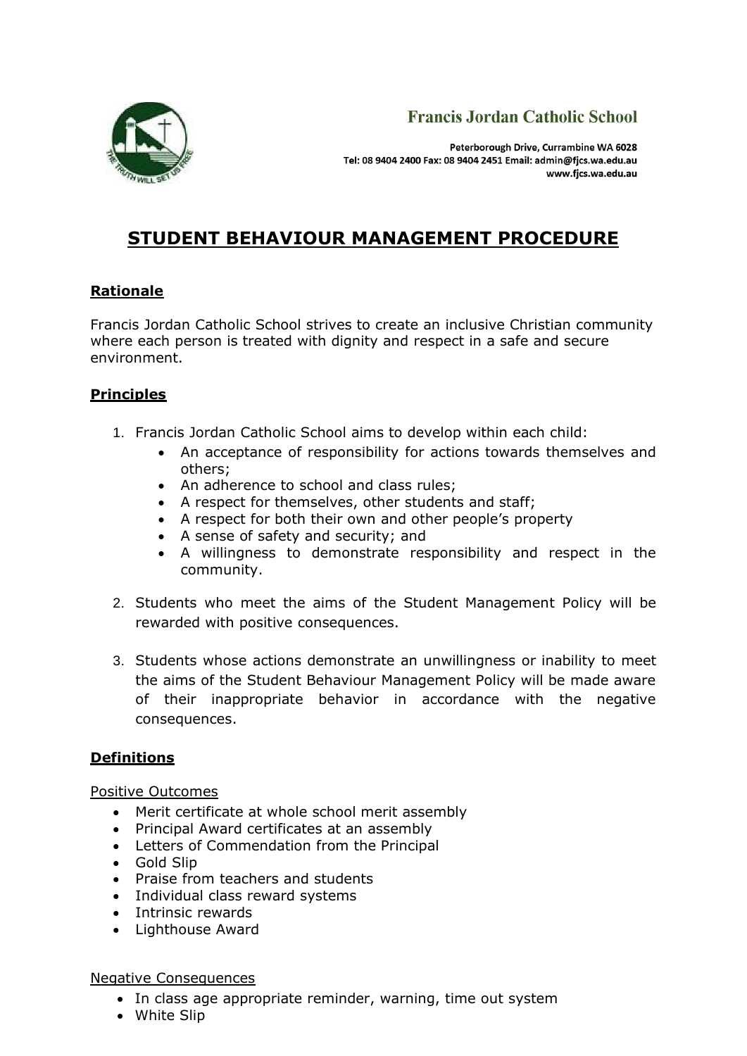**Francis Jordan Catholic School**

Peterborough Drive, Currambine WA 6028
Tel: 08 9404 2400 Fax: 08 9404 2451 Email: admin@fjcs.wa.edu.au
www.fjcs.wa.edu.au

# STUDENT BEHAVIOUR MANAGEMENT PROCEDURE

## Rationale

Francis Jordan Catholic School strives to create an inclusive Christian community where each person is treated with dignity and respect in a safe and secure environment.

## Principles

1. Francis Jordan Catholic School aims to develop within each child:
   - An acceptance of responsibility for actions towards themselves and others;
   - An adherence to school and class rules;
   - A respect for themselves, other students and staff;
   - A respect for both their own and other people's property
   - A sense of safety and security; and
   - A willingness to demonstrate responsibility and respect in the community.

2. Students who meet the aims of the Student Management Policy will be rewarded with positive consequences.

3. Students whose actions demonstrate an unwillingness or inability to meet the aims of the Student Behaviour Management Policy will be made aware of their inappropriate behavior in accordance with the negative consequences.

## Definitions

Positive Outcomes

- Merit certificate at whole school merit assembly
- Principal Award certificates at an assembly
- Letters of Commendation from the Principal
- Gold Slip
- Praise from teachers and students
- Individual class reward systems
- Intrinsic rewards
- Lighthouse Award

Negative Consequences

- In class age appropriate reminder, warning, time out system
- White Slip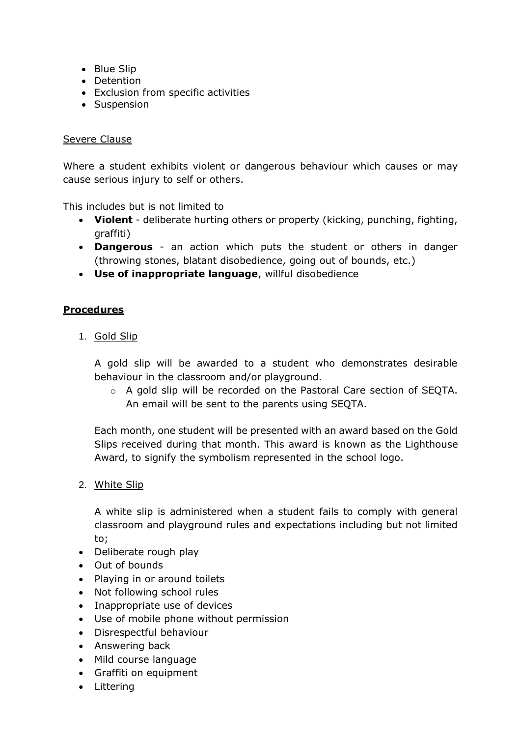- Blue Slip
- Detention
- Exclusion from specific activities
- Suspension

Severe Clause

Where a student exhibits violent or dangerous behaviour which causes or may cause serious injury to self or others.

This includes but is not limited to

- **Violent** - deliberate hurting others or property (kicking, punching, fighting, graffiti)
- **Dangerous** - an action which puts the student or others in danger (throwing stones, blatant disobedience, going out of bounds, etc.)
- **Use of inappropriate language**, willful disobedience

## **Procedures**

1. Gold Slip

   A gold slip will be awarded to a student who demonstrates desirable behaviour in the classroom and/or playground.

   - A gold slip will be recorded on the Pastoral Care section of SEQTA. An email will be sent to the parents using SEQTA.

   Each month, one student will be presented with an award based on the Gold Slips received during that month. This award is known as the Lighthouse Award, to signify the symbolism represented in the school logo.

2. White Slip

   A white slip is administered when a student fails to comply with general classroom and playground rules and expectations including but not limited to;

- Deliberate rough play
- Out of bounds
- Playing in or around toilets
- Not following school rules
- Inappropriate use of devices
- Use of mobile phone without permission
- Disrespectful behaviour
- Answering back
- Mild course language
- Graffiti on equipment
- Littering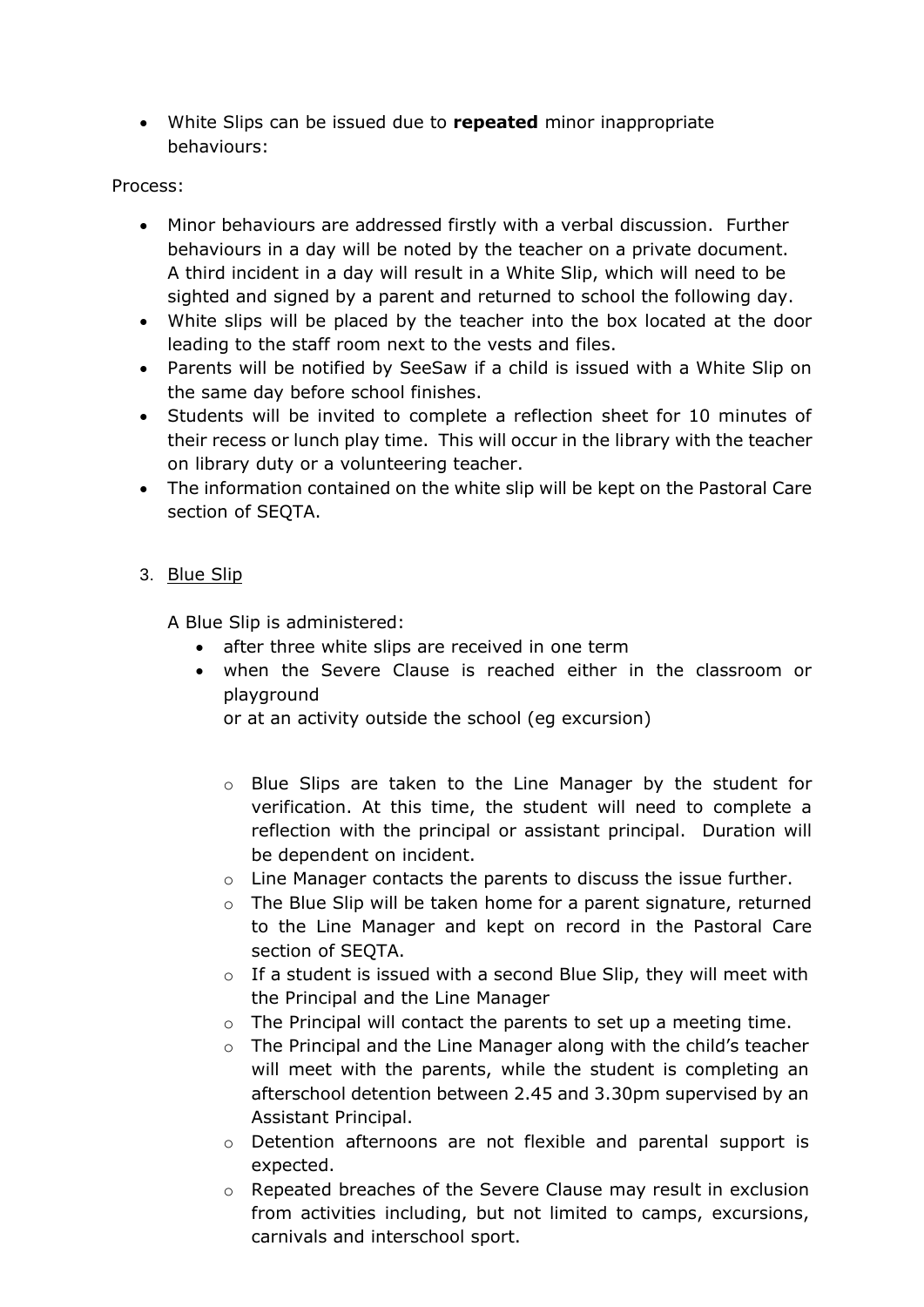- White Slips can be issued due to **repeated** minor inappropriate behaviours:

Process:

- Minor behaviours are addressed firstly with a verbal discussion. Further behaviours in a day will be noted by the teacher on a private document. A third incident in a day will result in a White Slip, which will need to be sighted and signed by a parent and returned to school the following day.
- White slips will be placed by the teacher into the box located at the door leading to the staff room next to the vests and files.
- Parents will be notified by SeeSaw if a child is issued with a White Slip on the same day before school finishes.
- Students will be invited to complete a reflection sheet for 10 minutes of their recess or lunch play time. This will occur in the library with the teacher on library duty or a volunteering teacher.
- The information contained on the white slip will be kept on the Pastoral Care section of SEQTA.

3. Blue Slip

A Blue Slip is administered:

- after three white slips are received in one term
- when the Severe Clause is reached either in the classroom or playground
  or at an activity outside the school (eg excursion)

  - Blue Slips are taken to the Line Manager by the student for verification. At this time, the student will need to complete a reflection with the principal or assistant principal. Duration will be dependent on incident.
  - Line Manager contacts the parents to discuss the issue further.
  - The Blue Slip will be taken home for a parent signature, returned to the Line Manager and kept on record in the Pastoral Care section of SEQTA.
  - If a student is issued with a second Blue Slip, they will meet with the Principal and the Line Manager
  - The Principal will contact the parents to set up a meeting time.
  - The Principal and the Line Manager along with the child's teacher will meet with the parents, while the student is completing an afterschool detention between 2.45 and 3.30pm supervised by an Assistant Principal.
  - Detention afternoons are not flexible and parental support is expected.
  - Repeated breaches of the Severe Clause may result in exclusion from activities including, but not limited to camps, excursions, carnivals and interschool sport.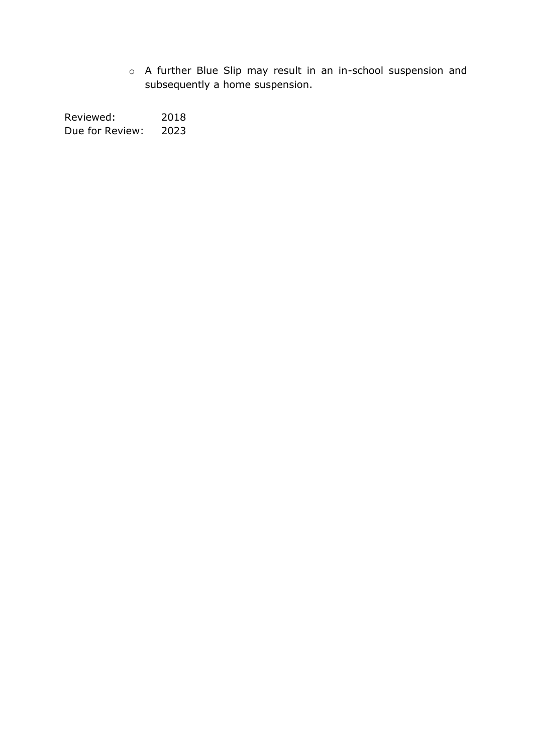- A further Blue Slip may result in an in-school suspension and subsequently a home suspension.

Reviewed: 2018
Due for Review: 2023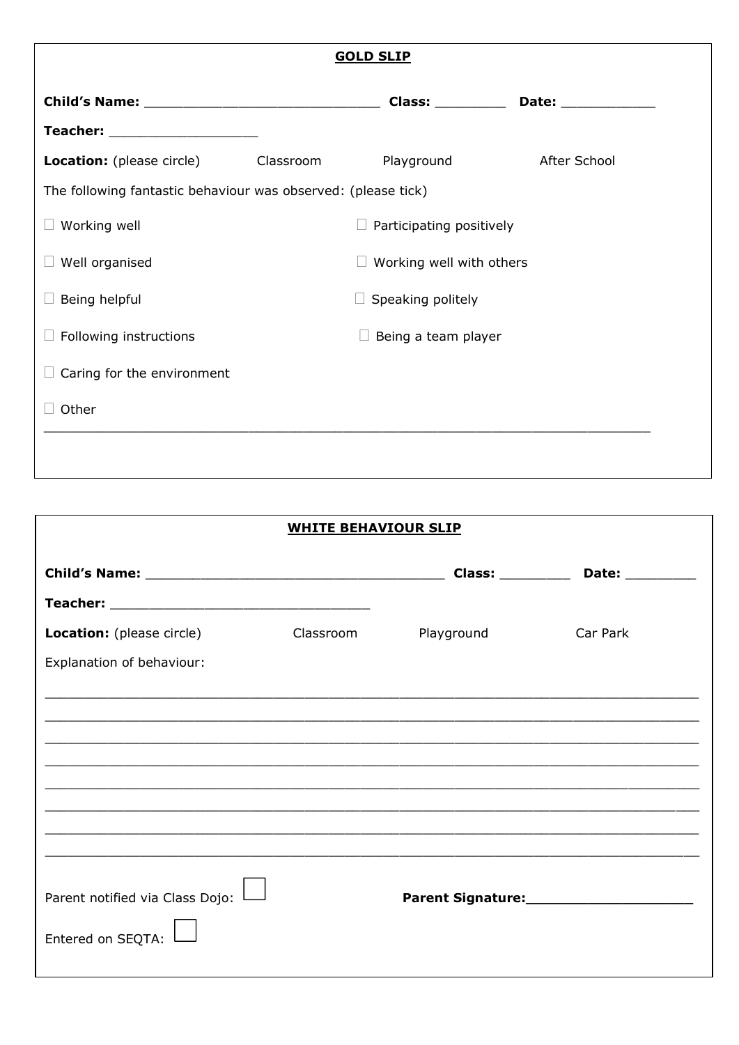**GOLD SLIP**

**Child's Name:** ______________________________ **Class:** _________ **Date:** ____________

**Teacher:** ___________________

**Location:** (please circle) Classroom Playground After School

The following fantastic behaviour was observed: (please tick)

- ☐ Working well
- ☐ Participating positively
- ☐ Well organised
- ☐ Working well with others
- ☐ Being helpful
- ☐ Speaking politely
- ☐ Following instructions
- ☐ Being a team player
- ☐ Caring for the environment
- ☐ Other

________________________________________________________________________________

**WHITE BEHAVIOUR SLIP**

**Child's Name:** ______________________________________ **Class:** _________ **Date:** _________

**Teacher:** _________________________________

**Location:** (please circle) Classroom Playground Car Park

Explanation of behaviour:

________________________________________________________________________________

________________________________________________________________________________

________________________________________________________________________________

________________________________________________________________________________

________________________________________________________________________________

________________________________________________________________________________

________________________________________________________________________________

________________________________________________________________________________

Parent notified via Class Dojo: ☐

**Parent Signature:**____________________

Entered on SEQTA: ☐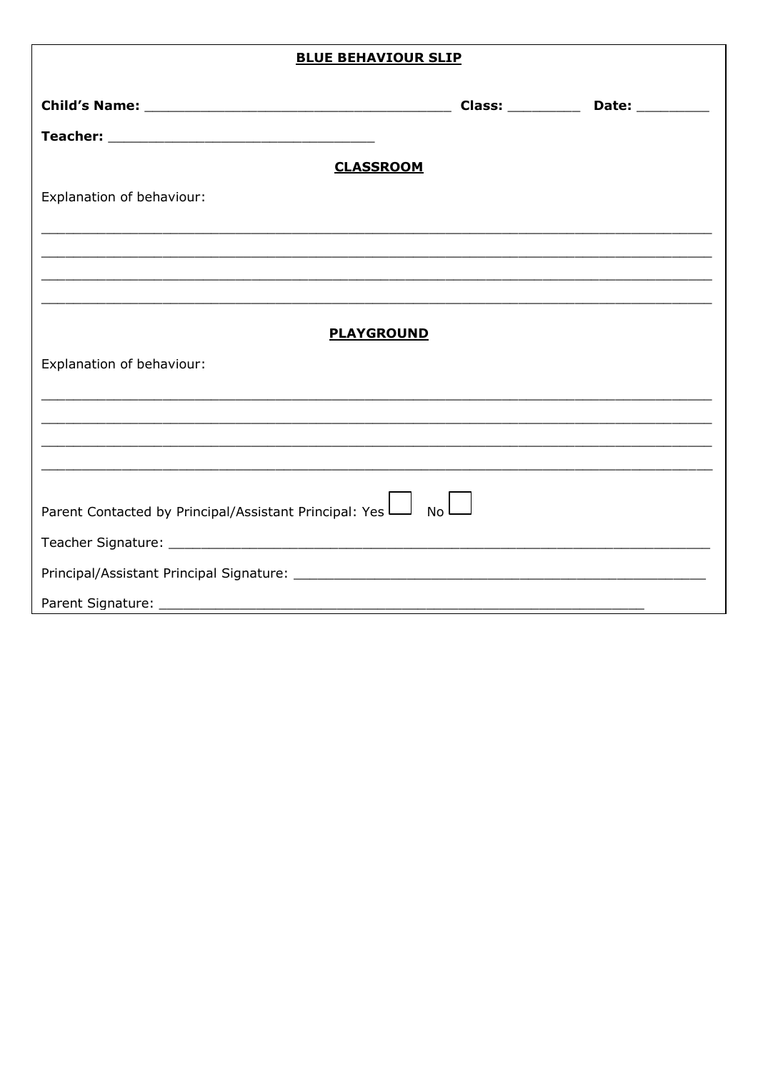**BLUE BEHAVIOUR SLIP**

**Child's Name:** ____________________________________ **Class:** _________ **Date:** _________

**Teacher:** ________________________________

**CLASSROOM**

Explanation of behaviour:

______________________________________________________________________________

______________________________________________________________________________

______________________________________________________________________________

______________________________________________________________________________

**PLAYGROUND**

Explanation of behaviour:

______________________________________________________________________________

______________________________________________________________________________

______________________________________________________________________________

______________________________________________________________________________

Parent Contacted by Principal/Assistant Principal: Yes ☐ No ☐

Teacher Signature: ______________________________________________________________

Principal/Assistant Principal Signature: ____________________________________________

Parent Signature: _______________________________________________________